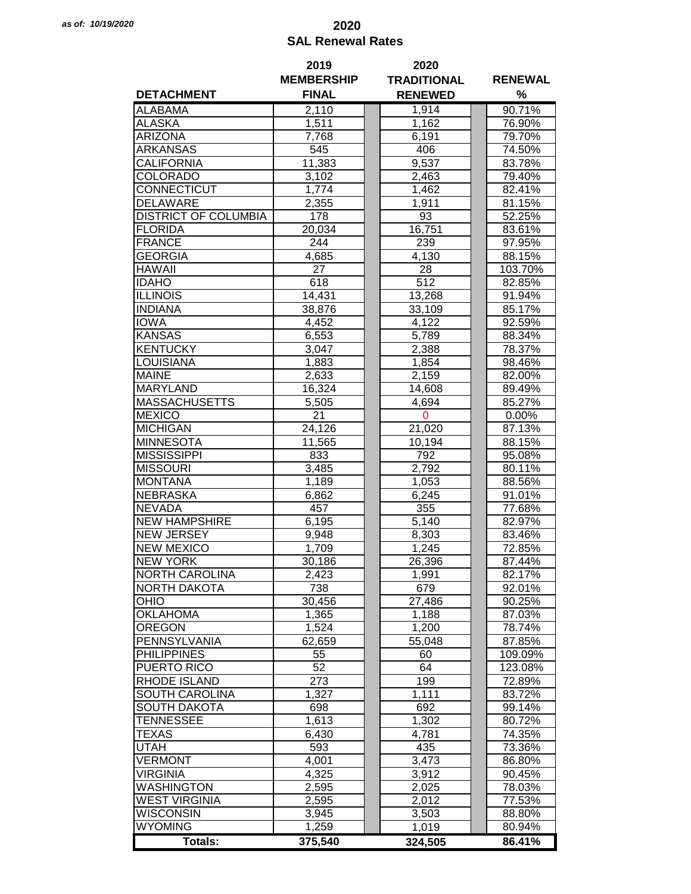*as of: 10/19/2020*

# 2020
## SAL Renewal Rates

| DETACHMENT | 2019 MEMBERSHIP FINAL | 2020 TRADITIONAL RENEWED | RENEWAL % |
|---|---|---|---|
| ALABAMA | 2,110 | 1,914 | 90.71% |
| ALASKA | 1,511 | 1,162 | 76.90% |
| ARIZONA | 7,768 | 6,191 | 79.70% |
| ARKANSAS | 545 | 406 | 74.50% |
| CALIFORNIA | 11,383 | 9,537 | 83.78% |
| COLORADO | 3,102 | 2,463 | 79.40% |
| CONNECTICUT | 1,774 | 1,462 | 82.41% |
| DELAWARE | 2,355 | 1,911 | 81.15% |
| DISTRICT OF COLUMBIA | 178 | 93 | 52.25% |
| FLORIDA | 20,034 | 16,751 | 83.61% |
| FRANCE | 244 | 239 | 97.95% |
| GEORGIA | 4,685 | 4,130 | 88.15% |
| HAWAII | 27 | 28 | 103.70% |
| IDAHO | 618 | 512 | 82.85% |
| ILLINOIS | 14,431 | 13,268 | 91.94% |
| INDIANA | 38,876 | 33,109 | 85.17% |
| IOWA | 4,452 | 4,122 | 92.59% |
| KANSAS | 6,553 | 5,789 | 88.34% |
| KENTUCKY | 3,047 | 2,388 | 78.37% |
| LOUISIANA | 1,883 | 1,854 | 98.46% |
| MAINE | 2,633 | 2,159 | 82.00% |
| MARYLAND | 16,324 | 14,608 | 89.49% |
| MASSACHUSETTS | 5,505 | 4,694 | 85.27% |
| MEXICO | 21 | 0 | 0.00% |
| MICHIGAN | 24,126 | 21,020 | 87.13% |
| MINNESOTA | 11,565 | 10,194 | 88.15% |
| MISSISSIPPI | 833 | 792 | 95.08% |
| MISSOURI | 3,485 | 2,792 | 80.11% |
| MONTANA | 1,189 | 1,053 | 88.56% |
| NEBRASKA | 6,862 | 6,245 | 91.01% |
| NEVADA | 457 | 355 | 77.68% |
| NEW HAMPSHIRE | 6,195 | 5,140 | 82.97% |
| NEW JERSEY | 9,948 | 8,303 | 83.46% |
| NEW MEXICO | 1,709 | 1,245 | 72.85% |
| NEW YORK | 30,186 | 26,396 | 87.44% |
| NORTH CAROLINA | 2,423 | 1,991 | 82.17% |
| NORTH DAKOTA | 738 | 679 | 92.01% |
| OHIO | 30,456 | 27,486 | 90.25% |
| OKLAHOMA | 1,365 | 1,188 | 87.03% |
| OREGON | 1,524 | 1,200 | 78.74% |
| PENNSYLVANIA | 62,659 | 55,048 | 87.85% |
| PHILIPPINES | 55 | 60 | 109.09% |
| PUERTO RICO | 52 | 64 | 123.08% |
| RHODE ISLAND | 273 | 199 | 72.89% |
| SOUTH CAROLINA | 1,327 | 1,111 | 83.72% |
| SOUTH DAKOTA | 698 | 692 | 99.14% |
| TENNESSEE | 1,613 | 1,302 | 80.72% |
| TEXAS | 6,430 | 4,781 | 74.35% |
| UTAH | 593 | 435 | 73.36% |
| VERMONT | 4,001 | 3,473 | 86.80% |
| VIRGINIA | 4,325 | 3,912 | 90.45% |
| WASHINGTON | 2,595 | 2,025 | 78.03% |
| WEST VIRGINIA | 2,595 | 2,012 | 77.53% |
| WISCONSIN | 3,945 | 3,503 | 88.80% |
| WYOMING | 1,259 | 1,019 | 80.94% |
| **Totals:** | **375,540** | **324,505** | **86.41%** |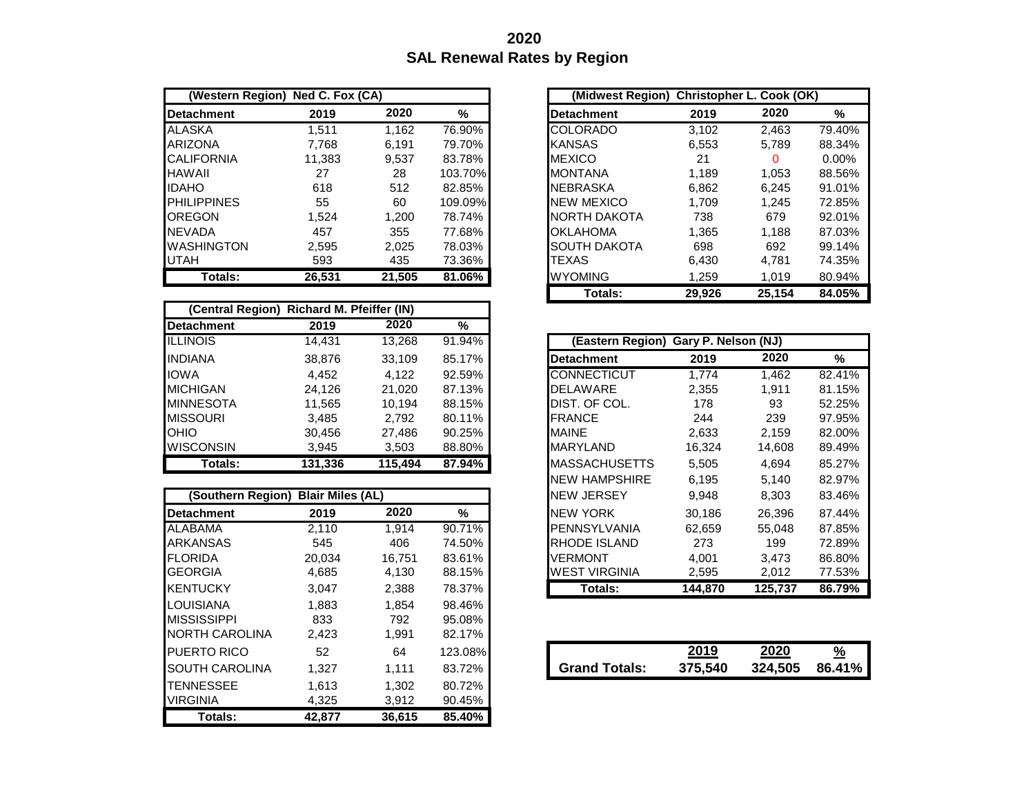# 2020
# SAL Renewal Rates by Region

| (Western Region) Ned C. Fox (CA) | | | |
|---|---|---|---|
| **Detachment** | **2019** | **2020** | **%** |
| ALASKA | 1,511 | 1,162 | 76.90% |
| ARIZONA | 7,768 | 6,191 | 79.70% |
| CALIFORNIA | 11,383 | 9,537 | 83.78% |
| HAWAII | 27 | 28 | 103.70% |
| IDAHO | 618 | 512 | 82.85% |
| PHILIPPINES | 55 | 60 | 109.09% |
| OREGON | 1,524 | 1,200 | 78.74% |
| NEVADA | 457 | 355 | 77.68% |
| WASHINGTON | 2,595 | 2,025 | 78.03% |
| UTAH | 593 | 435 | 73.36% |
| **Totals:** | **26,531** | **21,505** | **81.06%** |

| (Central Region) Richard M. Pfeiffer (IN) | | | |
|---|---|---|---|
| **Detachment** | **2019** | **2020** | **%** |
| ILLINOIS | 14,431 | 13,268 | 91.94% |
| INDIANA | 38,876 | 33,109 | 85.17% |
| IOWA | 4,452 | 4,122 | 92.59% |
| MICHIGAN | 24,126 | 21,020 | 87.13% |
| MINNESOTA | 11,565 | 10,194 | 88.15% |
| MISSOURI | 3,485 | 2,792 | 80.11% |
| OHIO | 30,456 | 27,486 | 90.25% |
| WISCONSIN | 3,945 | 3,503 | 88.80% |
| **Totals:** | **131,336** | **115,494** | **87.94%** |

| (Southern Region) Blair Miles (AL) | | | |
|---|---|---|---|
| **Detachment** | **2019** | **2020** | **%** |
| ALABAMA | 2,110 | 1,914 | 90.71% |
| ARKANSAS | 545 | 406 | 74.50% |
| FLORIDA | 20,034 | 16,751 | 83.61% |
| GEORGIA | 4,685 | 4,130 | 88.15% |
| KENTUCKY | 3,047 | 2,388 | 78.37% |
| LOUISIANA | 1,883 | 1,854 | 98.46% |
| MISSISSIPPI | 833 | 792 | 95.08% |
| NORTH CAROLINA | 2,423 | 1,991 | 82.17% |
| PUERTO RICO | 52 | 64 | 123.08% |
| SOUTH CAROLINA | 1,327 | 1,111 | 83.72% |
| TENNESSEE | 1,613 | 1,302 | 80.72% |
| VIRGINIA | 4,325 | 3,912 | 90.45% |
| **Totals:** | **42,877** | **36,615** | **85.40%** |

| (Midwest Region) Christopher L. Cook (OK) | | | |
|---|---|---|---|
| **Detachment** | **2019** | **2020** | **%** |
| COLORADO | 3,102 | 2,463 | 79.40% |
| KANSAS | 6,553 | 5,789 | 88.34% |
| MEXICO | 21 | 0 | 0.00% |
| MONTANA | 1,189 | 1,053 | 88.56% |
| NEBRASKA | 6,862 | 6,245 | 91.01% |
| NEW MEXICO | 1,709 | 1,245 | 72.85% |
| NORTH DAKOTA | 738 | 679 | 92.01% |
| OKLAHOMA | 1,365 | 1,188 | 87.03% |
| SOUTH DAKOTA | 698 | 692 | 99.14% |
| TEXAS | 6,430 | 4,781 | 74.35% |
| WYOMING | 1,259 | 1,019 | 80.94% |
| **Totals:** | **29,926** | **25,154** | **84.05%** |

| (Eastern Region) Gary P. Nelson (NJ) | | | |
|---|---|---|---|
| **Detachment** | **2019** | **2020** | **%** |
| CONNECTICUT | 1,774 | 1,462 | 82.41% |
| DELAWARE | 2,355 | 1,911 | 81.15% |
| DIST. OF COL. | 178 | 93 | 52.25% |
| FRANCE | 244 | 239 | 97.95% |
| MAINE | 2,633 | 2,159 | 82.00% |
| MARYLAND | 16,324 | 14,608 | 89.49% |
| MASSACHUSETTS | 5,505 | 4,694 | 85.27% |
| NEW HAMPSHIRE | 6,195 | 5,140 | 82.97% |
| NEW JERSEY | 9,948 | 8,303 | 83.46% |
| NEW YORK | 30,186 | 26,396 | 87.44% |
| PENNSYLVANIA | 62,659 | 55,048 | 87.85% |
| RHODE ISLAND | 273 | 199 | 72.89% |
| VERMONT | 4,001 | 3,473 | 86.80% |
| WEST VIRGINIA | 2,595 | 2,012 | 77.53% |
| **Totals:** | **144,870** | **125,737** | **86.79%** |

| | **2019** | **2020** | **%** |
|---|---|---|---|
| **Grand Totals:** | **375,540** | **324,505** | **86.41%** |